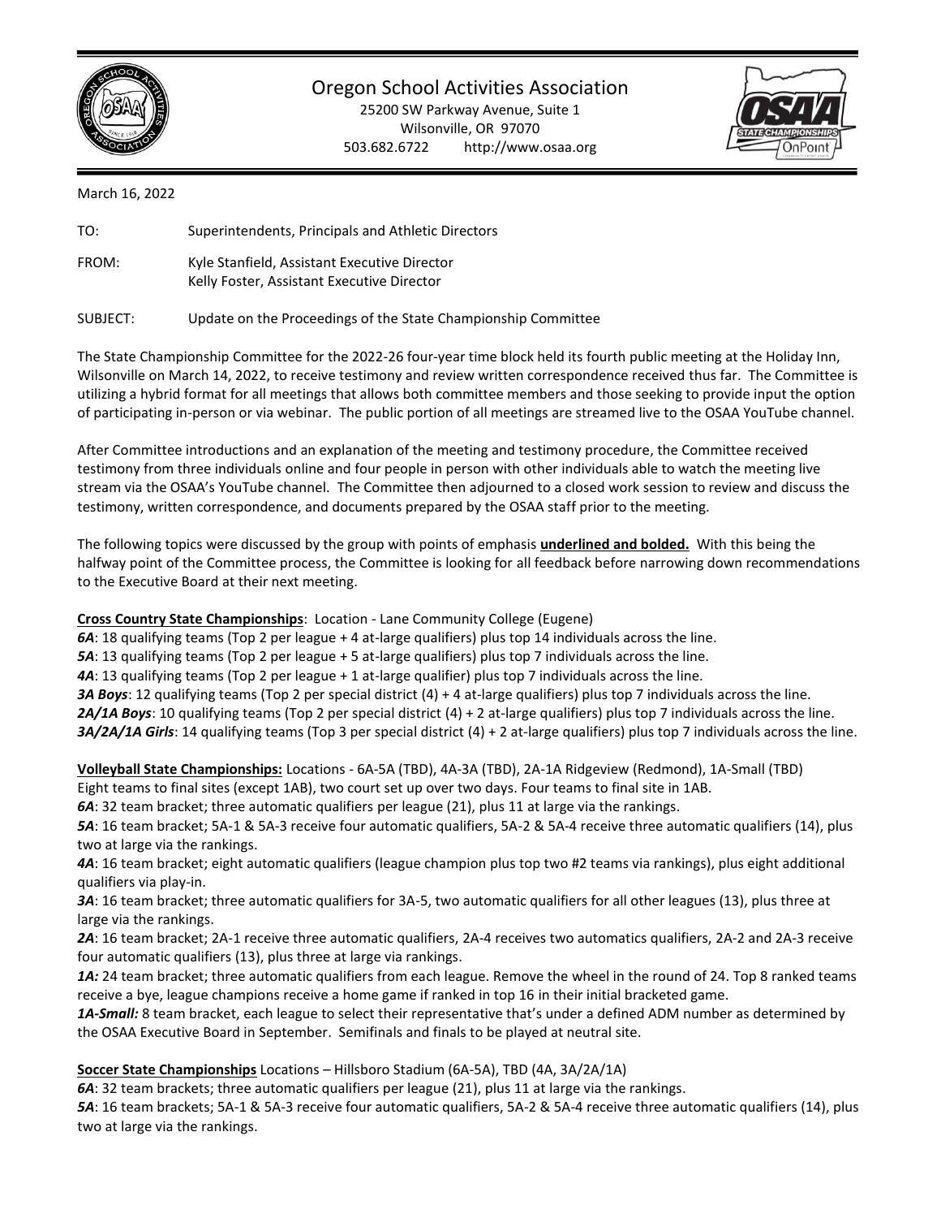# Oregon School Activities Association

25200 SW Parkway Avenue, Suite 1
Wilsonville, OR 97070
503.682.6722 http://www.osaa.org

March 16, 2022

TO: Superintendents, Principals and Athletic Directors

FROM: Kyle Stanfield, Assistant Executive Director
Kelly Foster, Assistant Executive Director

SUBJECT: Update on the Proceedings of the State Championship Committee

The State Championship Committee for the 2022-26 four-year time block held its fourth public meeting at the Holiday Inn, Wilsonville on March 14, 2022, to receive testimony and review written correspondence received thus far. The Committee is utilizing a hybrid format for all meetings that allows both committee members and those seeking to provide input the option of participating in-person or via webinar. The public portion of all meetings are streamed live to the OSAA YouTube channel.

After Committee introductions and an explanation of the meeting and testimony procedure, the Committee received testimony from three individuals online and four people in person with other individuals able to watch the meeting live stream via the OSAA's YouTube channel. The Committee then adjourned to a closed work session to review and discuss the testimony, written correspondence, and documents prepared by the OSAA staff prior to the meeting.

The following topics were discussed by the group with points of emphasis **underlined and bolded.** With this being the halfway point of the Committee process, the Committee is looking for all feedback before narrowing down recommendations to the Executive Board at their next meeting.

**Cross Country State Championships**: Location - Lane Community College (Eugene)

***6A***: 18 qualifying teams (Top 2 per league + 4 at-large qualifiers) plus top 14 individuals across the line.
***5A***: 13 qualifying teams (Top 2 per league + 5 at-large qualifiers) plus top 7 individuals across the line.
***4A***: 13 qualifying teams (Top 2 per league + 1 at-large qualifier) plus top 7 individuals across the line.
***3A Boys***: 12 qualifying teams (Top 2 per special district (4) + 4 at-large qualifiers) plus top 7 individuals across the line.
***2A/1A Boys***: 10 qualifying teams (Top 2 per special district (4) + 2 at-large qualifiers) plus top 7 individuals across the line.
***3A/2A/1A Girls***: 14 qualifying teams (Top 3 per special district (4) + 2 at-large qualifiers) plus top 7 individuals across the line.

**Volleyball State Championships:** Locations - 6A-5A (TBD), 4A-3A (TBD), 2A-1A Ridgeview (Redmond), 1A-Small (TBD)
Eight teams to final sites (except 1AB), two court set up over two days. Four teams to final site in 1AB.

***6A***: 32 team bracket; three automatic qualifiers per league (21), plus 11 at large via the rankings.
***5A***: 16 team bracket; 5A-1 & 5A-3 receive four automatic qualifiers, 5A-2 & 5A-4 receive three automatic qualifiers (14), plus two at large via the rankings.
***4A***: 16 team bracket; eight automatic qualifiers (league champion plus top two #2 teams via rankings), plus eight additional qualifiers via play-in.
***3A***: 16 team bracket; three automatic qualifiers for 3A-5, two automatic qualifiers for all other leagues (13), plus three at large via the rankings.
***2A***: 16 team bracket; 2A-1 receive three automatic qualifiers, 2A-4 receives two automatics qualifiers, 2A-2 and 2A-3 receive four automatic qualifiers (13), plus three at large via rankings.
***1A:*** 24 team bracket; three automatic qualifiers from each league. Remove the wheel in the round of 24. Top 8 ranked teams receive a bye, league champions receive a home game if ranked in top 16 in their initial bracketed game.
***1A-Small:*** 8 team bracket, each league to select their representative that's under a defined ADM number as determined by the OSAA Executive Board in September. Semifinals and finals to be played at neutral site.

**Soccer State Championships** Locations – Hillsboro Stadium (6A-5A), TBD (4A, 3A/2A/1A)

***6A***: 32 team brackets; three automatic qualifiers per league (21), plus 11 at large via the rankings.
***5A***: 16 team brackets; 5A-1 & 5A-3 receive four automatic qualifiers, 5A-2 & 5A-4 receive three automatic qualifiers (14), plus two at large via the rankings.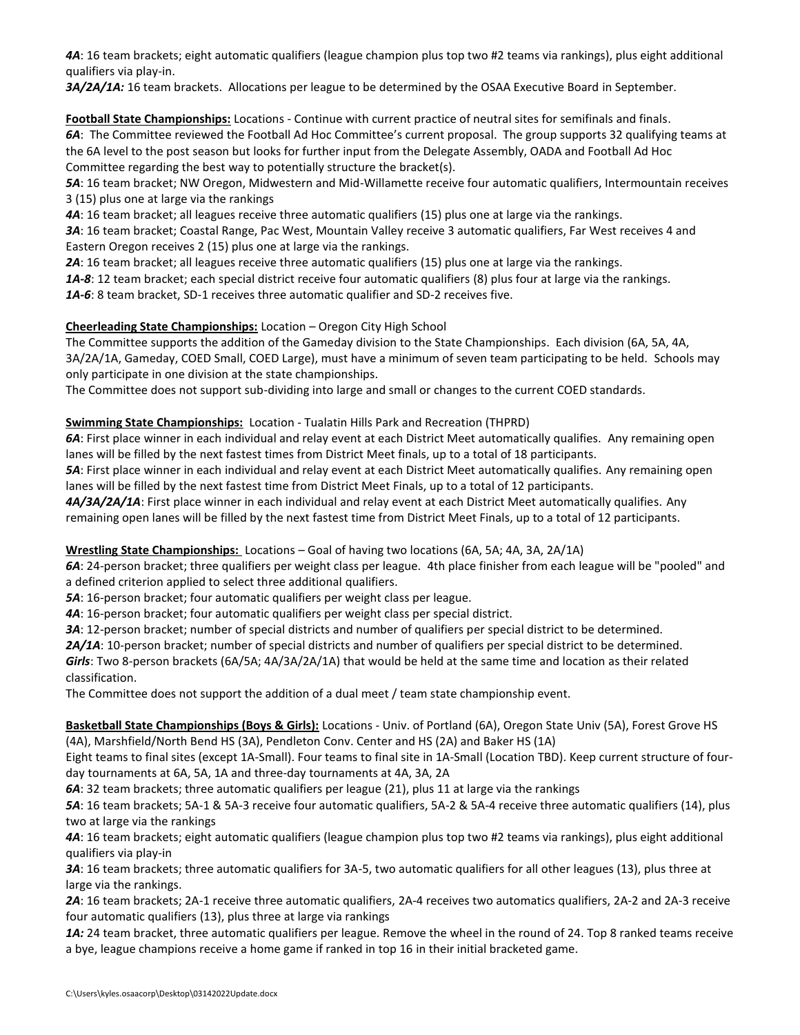***4A***: 16 team brackets; eight automatic qualifiers (league champion plus top two #2 teams via rankings), plus eight additional qualifiers via play-in.

***3A/2A/1A:*** 16 team brackets. Allocations per league to be determined by the OSAA Executive Board in September.

**Football State Championships:** Locations - Continue with current practice of neutral sites for semifinals and finals.

***6A***: The Committee reviewed the Football Ad Hoc Committee's current proposal. The group supports 32 qualifying teams at the 6A level to the post season but looks for further input from the Delegate Assembly, OADA and Football Ad Hoc Committee regarding the best way to potentially structure the bracket(s).

***5A***: 16 team bracket; NW Oregon, Midwestern and Mid-Willamette receive four automatic qualifiers, Intermountain receives 3 (15) plus one at large via the rankings

***4A***: 16 team bracket; all leagues receive three automatic qualifiers (15) plus one at large via the rankings.

***3A***: 16 team bracket; Coastal Range, Pac West, Mountain Valley receive 3 automatic qualifiers, Far West receives 4 and Eastern Oregon receives 2 (15) plus one at large via the rankings.

***2A***: 16 team bracket; all leagues receive three automatic qualifiers (15) plus one at large via the rankings.

***1A-8***: 12 team bracket; each special district receive four automatic qualifiers (8) plus four at large via the rankings.

***1A-6***: 8 team bracket, SD-1 receives three automatic qualifier and SD-2 receives five.

**Cheerleading State Championships:** Location – Oregon City High School

The Committee supports the addition of the Gameday division to the State Championships. Each division (6A, 5A, 4A, 3A/2A/1A, Gameday, COED Small, COED Large), must have a minimum of seven team participating to be held. Schools may only participate in one division at the state championships.

The Committee does not support sub-dividing into large and small or changes to the current COED standards.

**Swimming State Championships:** Location - Tualatin Hills Park and Recreation (THPRD)

***6A***: First place winner in each individual and relay event at each District Meet automatically qualifies. Any remaining open lanes will be filled by the next fastest times from District Meet finals, up to a total of 18 participants.

***5A***: First place winner in each individual and relay event at each District Meet automatically qualifies. Any remaining open lanes will be filled by the next fastest time from District Meet Finals, up to a total of 12 participants.

***4A/3A/2A/1A***: First place winner in each individual and relay event at each District Meet automatically qualifies. Any remaining open lanes will be filled by the next fastest time from District Meet Finals, up to a total of 12 participants.

**Wrestling State Championships:** Locations – Goal of having two locations (6A, 5A; 4A, 3A, 2A/1A)

***6A***: 24-person bracket; three qualifiers per weight class per league. 4th place finisher from each league will be "pooled" and a defined criterion applied to select three additional qualifiers.

***5A***: 16-person bracket; four automatic qualifiers per weight class per league.

***4A***: 16-person bracket; four automatic qualifiers per weight class per special district.

***3A***: 12-person bracket; number of special districts and number of qualifiers per special district to be determined.

***2A/1A***: 10-person bracket; number of special districts and number of qualifiers per special district to be determined.

***Girls***: Two 8-person brackets (6A/5A; 4A/3A/2A/1A) that would be held at the same time and location as their related classification.

The Committee does not support the addition of a dual meet / team state championship event.

**Basketball State Championships (Boys & Girls):** Locations - Univ. of Portland (6A), Oregon State Univ (5A), Forest Grove HS (4A), Marshfield/North Bend HS (3A), Pendleton Conv. Center and HS (2A) and Baker HS (1A)

Eight teams to final sites (except 1A-Small). Four teams to final site in 1A-Small (Location TBD). Keep current structure of four-day tournaments at 6A, 5A, 1A and three-day tournaments at 4A, 3A, 2A

***6A***: 32 team brackets; three automatic qualifiers per league (21), plus 11 at large via the rankings

***5A***: 16 team brackets; 5A-1 & 5A-3 receive four automatic qualifiers, 5A-2 & 5A-4 receive three automatic qualifiers (14), plus two at large via the rankings

***4A***: 16 team brackets; eight automatic qualifiers (league champion plus top two #2 teams via rankings), plus eight additional qualifiers via play-in

***3A***: 16 team brackets; three automatic qualifiers for 3A-5, two automatic qualifiers for all other leagues (13), plus three at large via the rankings.

***2A***: 16 team brackets; 2A-1 receive three automatic qualifiers, 2A-4 receives two automatics qualifiers, 2A-2 and 2A-3 receive four automatic qualifiers (13), plus three at large via rankings

***1A:*** 24 team bracket, three automatic qualifiers per league. Remove the wheel in the round of 24. Top 8 ranked teams receive a bye, league champions receive a home game if ranked in top 16 in their initial bracketed game.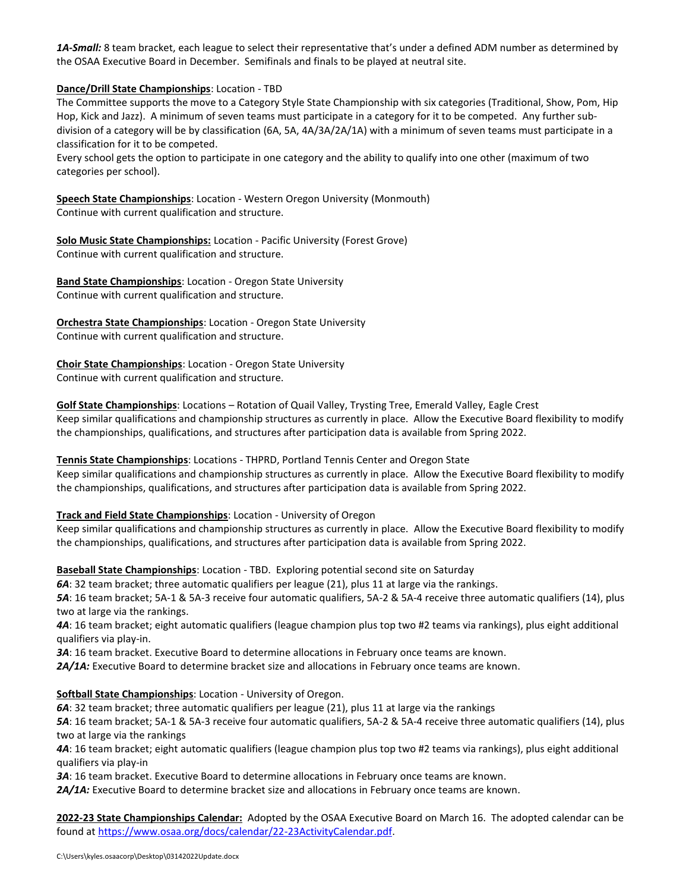***1A-Small:*** 8 team bracket, each league to select their representative that's under a defined ADM number as determined by the OSAA Executive Board in December. Semifinals and finals to be played at neutral site.

**Dance/Drill State Championships**: Location - TBD
The Committee supports the move to a Category Style State Championship with six categories (Traditional, Show, Pom, Hip Hop, Kick and Jazz). A minimum of seven teams must participate in a category for it to be competed. Any further sub-division of a category will be by classification (6A, 5A, 4A/3A/2A/1A) with a minimum of seven teams must participate in a classification for it to be competed.
Every school gets the option to participate in one category and the ability to qualify into one other (maximum of two categories per school).

**Speech State Championships**: Location - Western Oregon University (Monmouth)
Continue with current qualification and structure.

**Solo Music State Championships:** Location - Pacific University (Forest Grove)
Continue with current qualification and structure.

**Band State Championships**: Location - Oregon State University
Continue with current qualification and structure.

**Orchestra State Championships**: Location - Oregon State University
Continue with current qualification and structure.

**Choir State Championships**: Location - Oregon State University
Continue with current qualification and structure.

**Golf State Championships**: Locations – Rotation of Quail Valley, Trysting Tree, Emerald Valley, Eagle Crest
Keep similar qualifications and championship structures as currently in place. Allow the Executive Board flexibility to modify the championships, qualifications, and structures after participation data is available from Spring 2022.

**Tennis State Championships**: Locations - THPRD, Portland Tennis Center and Oregon State
Keep similar qualifications and championship structures as currently in place. Allow the Executive Board flexibility to modify the championships, qualifications, and structures after participation data is available from Spring 2022.

**Track and Field State Championships**: Location - University of Oregon
Keep similar qualifications and championship structures as currently in place. Allow the Executive Board flexibility to modify the championships, qualifications, and structures after participation data is available from Spring 2022.

**Baseball State Championships**: Location - TBD. Exploring potential second site on Saturday
***6A***: 32 team bracket; three automatic qualifiers per league (21), plus 11 at large via the rankings.
***5A***: 16 team bracket; 5A-1 & 5A-3 receive four automatic qualifiers, 5A-2 & 5A-4 receive three automatic qualifiers (14), plus two at large via the rankings.
***4A***: 16 team bracket; eight automatic qualifiers (league champion plus top two #2 teams via rankings), plus eight additional qualifiers via play-in.
***3A***: 16 team bracket. Executive Board to determine allocations in February once teams are known.
***2A/1A:*** Executive Board to determine bracket size and allocations in February once teams are known.

**Softball State Championships**: Location - University of Oregon.
***6A***: 32 team bracket; three automatic qualifiers per league (21), plus 11 at large via the rankings
***5A***: 16 team bracket; 5A-1 & 5A-3 receive four automatic qualifiers, 5A-2 & 5A-4 receive three automatic qualifiers (14), plus two at large via the rankings
***4A***: 16 team bracket; eight automatic qualifiers (league champion plus top two #2 teams via rankings), plus eight additional qualifiers via play-in
***3A***: 16 team bracket. Executive Board to determine allocations in February once teams are known.
***2A/1A:*** Executive Board to determine bracket size and allocations in February once teams are known.

**2022-23 State Championships Calendar:** Adopted by the OSAA Executive Board on March 16. The adopted calendar can be found at https://www.osaa.org/docs/calendar/22-23ActivityCalendar.pdf.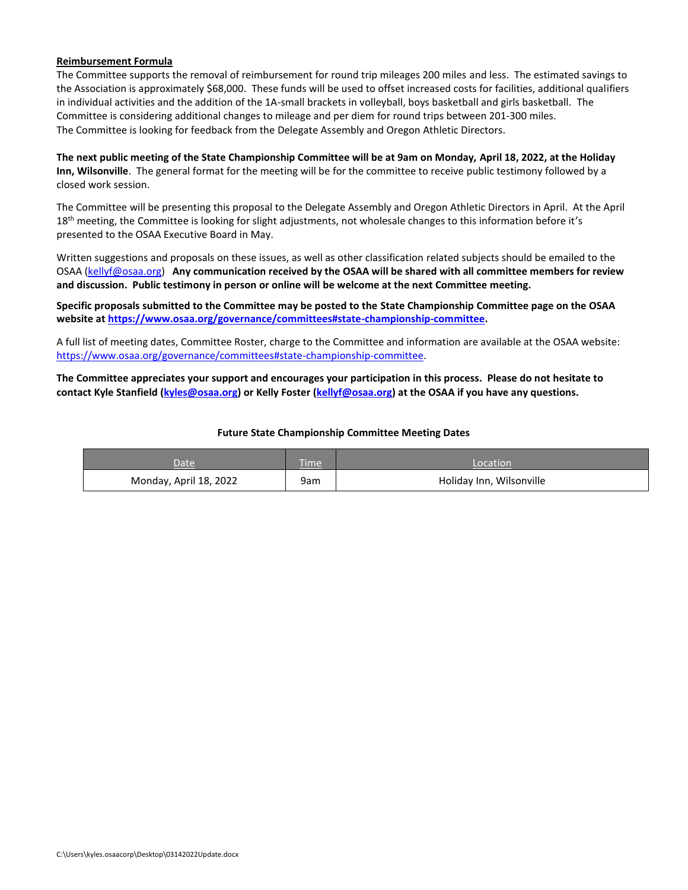**Reimbursement Formula**

The Committee supports the removal of reimbursement for round trip mileages 200 miles and less. The estimated savings to the Association is approximately $68,000. These funds will be used to offset increased costs for facilities, additional qualifiers in individual activities and the addition of the 1A-small brackets in volleyball, boys basketball and girls basketball. The Committee is considering additional changes to mileage and per diem for round trips between 201-300 miles.
The Committee is looking for feedback from the Delegate Assembly and Oregon Athletic Directors.

**The next public meeting of the State Championship Committee will be at 9am on Monday, April 18, 2022, at the Holiday Inn, Wilsonville**. The general format for the meeting will be for the committee to receive public testimony followed by a closed work session.

The Committee will be presenting this proposal to the Delegate Assembly and Oregon Athletic Directors in April. At the April 18th meeting, the Committee is looking for slight adjustments, not wholesale changes to this information before it's presented to the OSAA Executive Board in May.

Written suggestions and proposals on these issues, as well as other classification related subjects should be emailed to the OSAA (kellyf@osaa.org) **Any communication received by the OSAA will be shared with all committee members for review and discussion. Public testimony in person or online will be welcome at the next Committee meeting.**

**Specific proposals submitted to the Committee may be posted to the State Championship Committee page on the OSAA website at https://www.osaa.org/governance/committees#state-championship-committee.**

A full list of meeting dates, Committee Roster, charge to the Committee and information are available at the OSAA website: https://www.osaa.org/governance/committees#state-championship-committee.

**The Committee appreciates your support and encourages your participation in this process. Please do not hesitate to contact Kyle Stanfield (kyles@osaa.org) or Kelly Foster (kellyf@osaa.org) at the OSAA if you have any questions.**

**Future State Championship Committee Meeting Dates**

| Date | Time | Location |
|---|---|---|
| Monday, April 18, 2022 | 9am | Holiday Inn, Wilsonville |

C:\Users\kyles.osaacorp\Desktop\03142022Update.docx